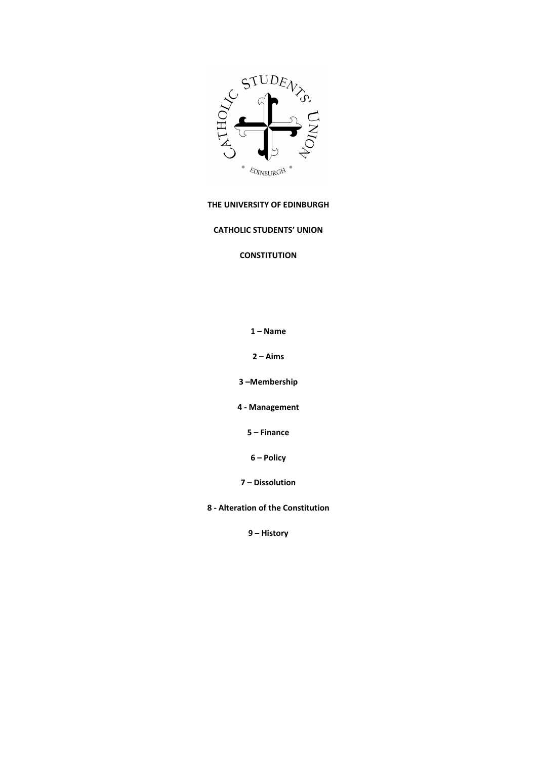**THE UNIVERSITY OF EDINBURGH**

**CATHOLIC STUDENTS' UNION**

**CONSTITUTION**

**1 – Name**

**2 – Aims**

**3 –Membership**

**4 - Management**

**5 – Finance**

**6 – Policy**

**7 – Dissolution**

**8 - Alteration of the Constitution**

**9 – History**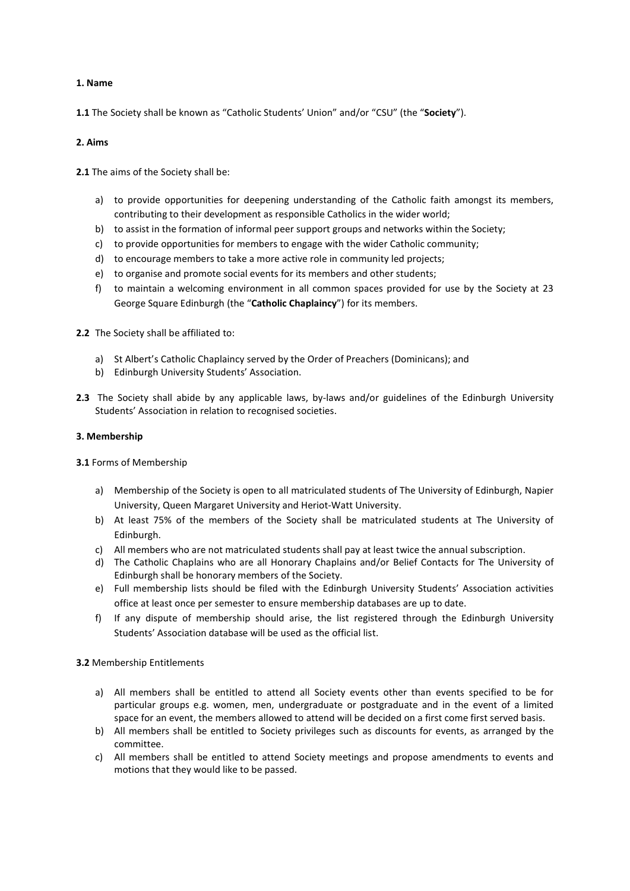**1. Name**

**1.1** The Society shall be known as "Catholic Students' Union" and/or "CSU" (the "**Society**").

**2. Aims**

**2.1** The aims of the Society shall be:

a) to provide opportunities for deepening understanding of the Catholic faith amongst its members, contributing to their development as responsible Catholics in the wider world;
b) to assist in the formation of informal peer support groups and networks within the Society;
c) to provide opportunities for members to engage with the wider Catholic community;
d) to encourage members to take a more active role in community led projects;
e) to organise and promote social events for its members and other students;
f) to maintain a welcoming environment in all common spaces provided for use by the Society at 23 George Square Edinburgh (the "**Catholic Chaplaincy**") for its members.

**2.2** The Society shall be affiliated to:

a) St Albert's Catholic Chaplaincy served by the Order of Preachers (Dominicans); and
b) Edinburgh University Students' Association.

**2.3** The Society shall abide by any applicable laws, by-laws and/or guidelines of the Edinburgh University Students' Association in relation to recognised societies.

**3. Membership**

**3.1** Forms of Membership

a) Membership of the Society is open to all matriculated students of The University of Edinburgh, Napier University, Queen Margaret University and Heriot-Watt University.
b) At least 75% of the members of the Society shall be matriculated students at The University of Edinburgh.
c) All members who are not matriculated students shall pay at least twice the annual subscription.
d) The Catholic Chaplains who are all Honorary Chaplains and/or Belief Contacts for The University of Edinburgh shall be honorary members of the Society.
e) Full membership lists should be filed with the Edinburgh University Students' Association activities office at least once per semester to ensure membership databases are up to date.
f) If any dispute of membership should arise, the list registered through the Edinburgh University Students' Association database will be used as the official list.

**3.2** Membership Entitlements

a) All members shall be entitled to attend all Society events other than events specified to be for particular groups e.g. women, men, undergraduate or postgraduate and in the event of a limited space for an event, the members allowed to attend will be decided on a first come first served basis.
b) All members shall be entitled to Society privileges such as discounts for events, as arranged by the committee.
c) All members shall be entitled to attend Society meetings and propose amendments to events and motions that they would like to be passed.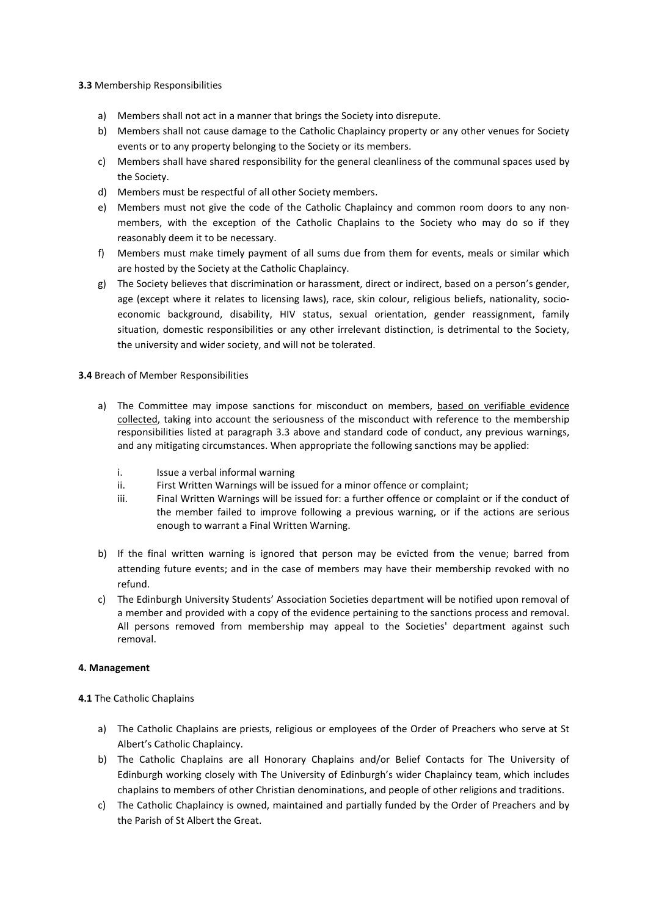**3.3** Membership Responsibilities

a) Members shall not act in a manner that brings the Society into disrepute.
b) Members shall not cause damage to the Catholic Chaplaincy property or any other venues for Society events or to any property belonging to the Society or its members.
c) Members shall have shared responsibility for the general cleanliness of the communal spaces used by the Society.
d) Members must be respectful of all other Society members.
e) Members must not give the code of the Catholic Chaplaincy and common room doors to any non-members, with the exception of the Catholic Chaplains to the Society who may do so if they reasonably deem it to be necessary.
f) Members must make timely payment of all sums due from them for events, meals or similar which are hosted by the Society at the Catholic Chaplaincy.
g) The Society believes that discrimination or harassment, direct or indirect, based on a person's gender, age (except where it relates to licensing laws), race, skin colour, religious beliefs, nationality, socio-economic background, disability, HIV status, sexual orientation, gender reassignment, family situation, domestic responsibilities or any other irrelevant distinction, is detrimental to the Society, the university and wider society, and will not be tolerated.

**3.4** Breach of Member Responsibilities

a) The Committee may impose sanctions for misconduct on members, <u>based on verifiable evidence collected</u>, taking into account the seriousness of the misconduct with reference to the membership responsibilities listed at paragraph 3.3 above and standard code of conduct, any previous warnings, and any mitigating circumstances. When appropriate the following sanctions may be applied:

    i. Issue a verbal informal warning
    ii. First Written Warnings will be issued for a minor offence or complaint;
    iii. Final Written Warnings will be issued for: a further offence or complaint or if the conduct of the member failed to improve following a previous warning, or if the actions are serious enough to warrant a Final Written Warning.

b) If the final written warning is ignored that person may be evicted from the venue; barred from attending future events; and in the case of members may have their membership revoked with no refund.
c) The Edinburgh University Students' Association Societies department will be notified upon removal of a member and provided with a copy of the evidence pertaining to the sanctions process and removal. All persons removed from membership may appeal to the Societies' department against such removal.

**4. Management**

**4.1** The Catholic Chaplains

a) The Catholic Chaplains are priests, religious or employees of the Order of Preachers who serve at St Albert's Catholic Chaplaincy.
b) The Catholic Chaplains are all Honorary Chaplains and/or Belief Contacts for The University of Edinburgh working closely with The University of Edinburgh's wider Chaplaincy team, which includes chaplains to members of other Christian denominations, and people of other religions and traditions.
c) The Catholic Chaplaincy is owned, maintained and partially funded by the Order of Preachers and by the Parish of St Albert the Great.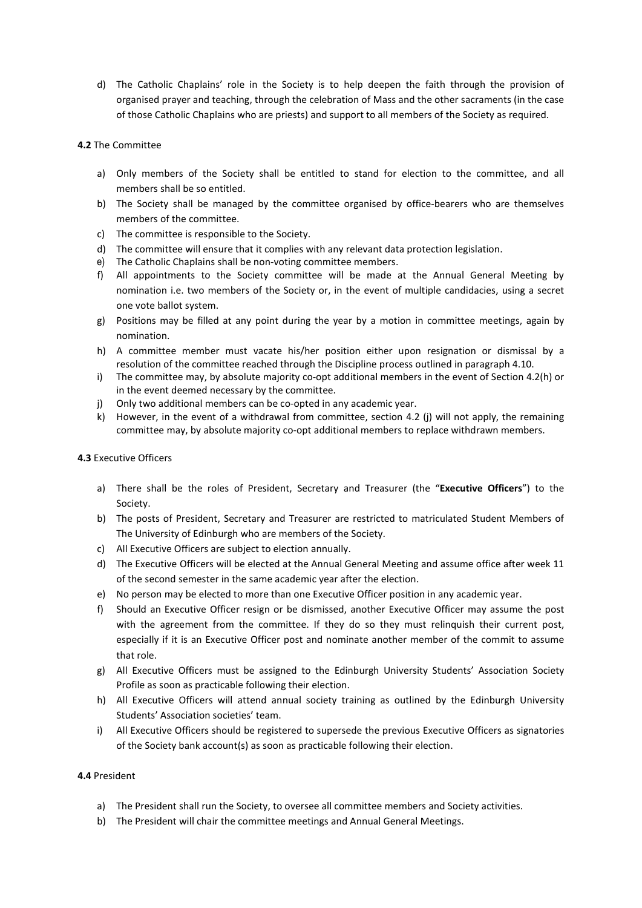d) The Catholic Chaplains' role in the Society is to help deepen the faith through the provision of organised prayer and teaching, through the celebration of Mass and the other sacraments (in the case of those Catholic Chaplains who are priests) and support to all members of the Society as required.

**4.2** The Committee

a) Only members of the Society shall be entitled to stand for election to the committee, and all members shall be so entitled.
b) The Society shall be managed by the committee organised by office-bearers who are themselves members of the committee.
c) The committee is responsible to the Society.
d) The committee will ensure that it complies with any relevant data protection legislation.
e) The Catholic Chaplains shall be non-voting committee members.
f) All appointments to the Society committee will be made at the Annual General Meeting by nomination i.e. two members of the Society or, in the event of multiple candidacies, using a secret one vote ballot system.
g) Positions may be filled at any point during the year by a motion in committee meetings, again by nomination.
h) A committee member must vacate his/her position either upon resignation or dismissal by a resolution of the committee reached through the Discipline process outlined in paragraph 4.10.
i) The committee may, by absolute majority co-opt additional members in the event of Section 4.2(h) or in the event deemed necessary by the committee.
j) Only two additional members can be co-opted in any academic year.
k) However, in the event of a withdrawal from committee, section 4.2 (j) will not apply, the remaining committee may, by absolute majority co-opt additional members to replace withdrawn members.

**4.3** Executive Officers

a) There shall be the roles of President, Secretary and Treasurer (the "**Executive Officers**") to the Society.
b) The posts of President, Secretary and Treasurer are restricted to matriculated Student Members of The University of Edinburgh who are members of the Society.
c) All Executive Officers are subject to election annually.
d) The Executive Officers will be elected at the Annual General Meeting and assume office after week 11 of the second semester in the same academic year after the election.
e) No person may be elected to more than one Executive Officer position in any academic year.
f) Should an Executive Officer resign or be dismissed, another Executive Officer may assume the post with the agreement from the committee. If they do so they must relinquish their current post, especially if it is an Executive Officer post and nominate another member of the commit to assume that role.
g) All Executive Officers must be assigned to the Edinburgh University Students' Association Society Profile as soon as practicable following their election.
h) All Executive Officers will attend annual society training as outlined by the Edinburgh University Students' Association societies' team.
i) All Executive Officers should be registered to supersede the previous Executive Officers as signatories of the Society bank account(s) as soon as practicable following their election.

**4.4** President

a) The President shall run the Society, to oversee all committee members and Society activities.
b) The President will chair the committee meetings and Annual General Meetings.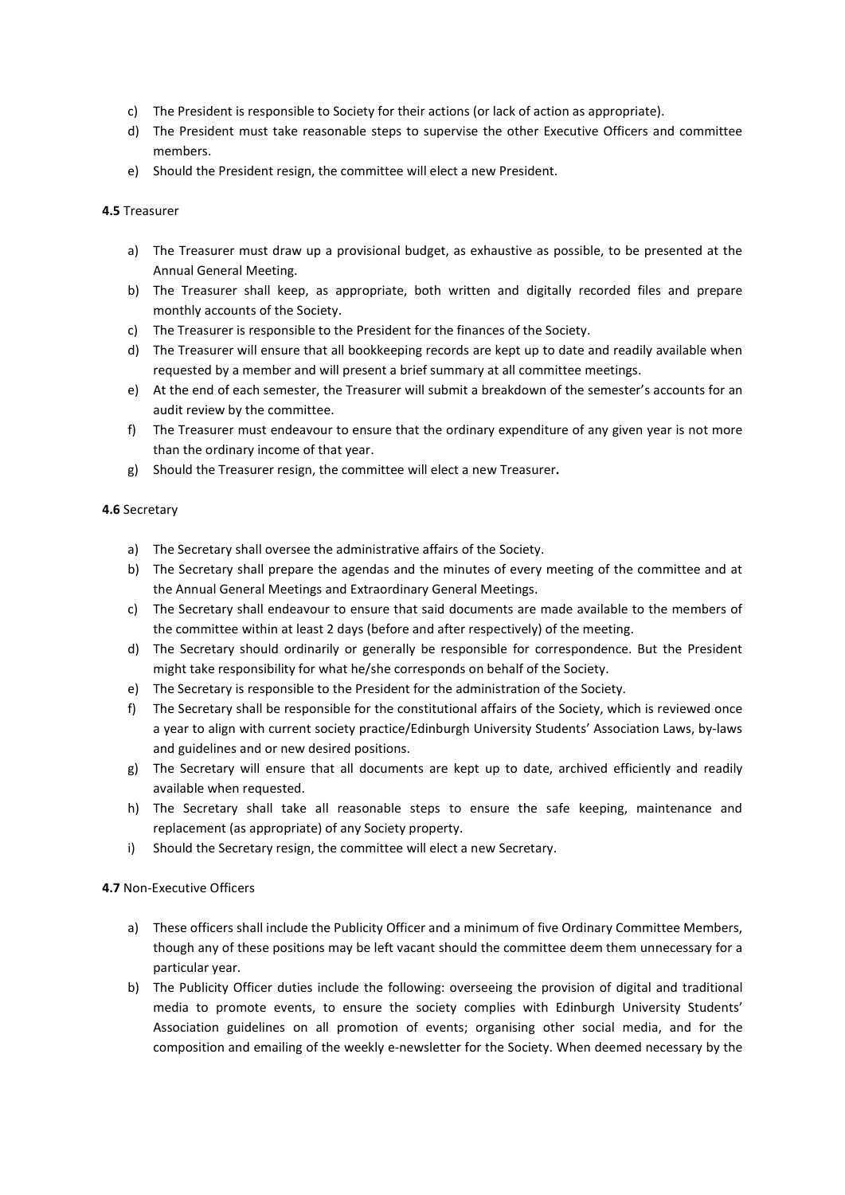c) The President is responsible to Society for their actions (or lack of action as appropriate).
d) The President must take reasonable steps to supervise the other Executive Officers and committee members.
e) Should the President resign, the committee will elect a new President.

**4.5** Treasurer

a) The Treasurer must draw up a provisional budget, as exhaustive as possible, to be presented at the Annual General Meeting.
b) The Treasurer shall keep, as appropriate, both written and digitally recorded files and prepare monthly accounts of the Society.
c) The Treasurer is responsible to the President for the finances of the Society.
d) The Treasurer will ensure that all bookkeeping records are kept up to date and readily available when requested by a member and will present a brief summary at all committee meetings.
e) At the end of each semester, the Treasurer will submit a breakdown of the semester's accounts for an audit review by the committee.
f) The Treasurer must endeavour to ensure that the ordinary expenditure of any given year is not more than the ordinary income of that year.
g) Should the Treasurer resign, the committee will elect a new Treasurer**.**

**4.6** Secretary

a) The Secretary shall oversee the administrative affairs of the Society.
b) The Secretary shall prepare the agendas and the minutes of every meeting of the committee and at the Annual General Meetings and Extraordinary General Meetings.
c) The Secretary shall endeavour to ensure that said documents are made available to the members of the committee within at least 2 days (before and after respectively) of the meeting.
d) The Secretary should ordinarily or generally be responsible for correspondence. But the President might take responsibility for what he/she corresponds on behalf of the Society.
e) The Secretary is responsible to the President for the administration of the Society.
f) The Secretary shall be responsible for the constitutional affairs of the Society, which is reviewed once a year to align with current society practice/Edinburgh University Students' Association Laws, by-laws and guidelines and or new desired positions.
g) The Secretary will ensure that all documents are kept up to date, archived efficiently and readily available when requested.
h) The Secretary shall take all reasonable steps to ensure the safe keeping, maintenance and replacement (as appropriate) of any Society property.
i) Should the Secretary resign, the committee will elect a new Secretary.

**4.7** Non-Executive Officers

a) These officers shall include the Publicity Officer and a minimum of five Ordinary Committee Members, though any of these positions may be left vacant should the committee deem them unnecessary for a particular year.
b) The Publicity Officer duties include the following: overseeing the provision of digital and traditional media to promote events, to ensure the society complies with Edinburgh University Students' Association guidelines on all promotion of events; organising other social media, and for the composition and emailing of the weekly e-newsletter for the Society. When deemed necessary by the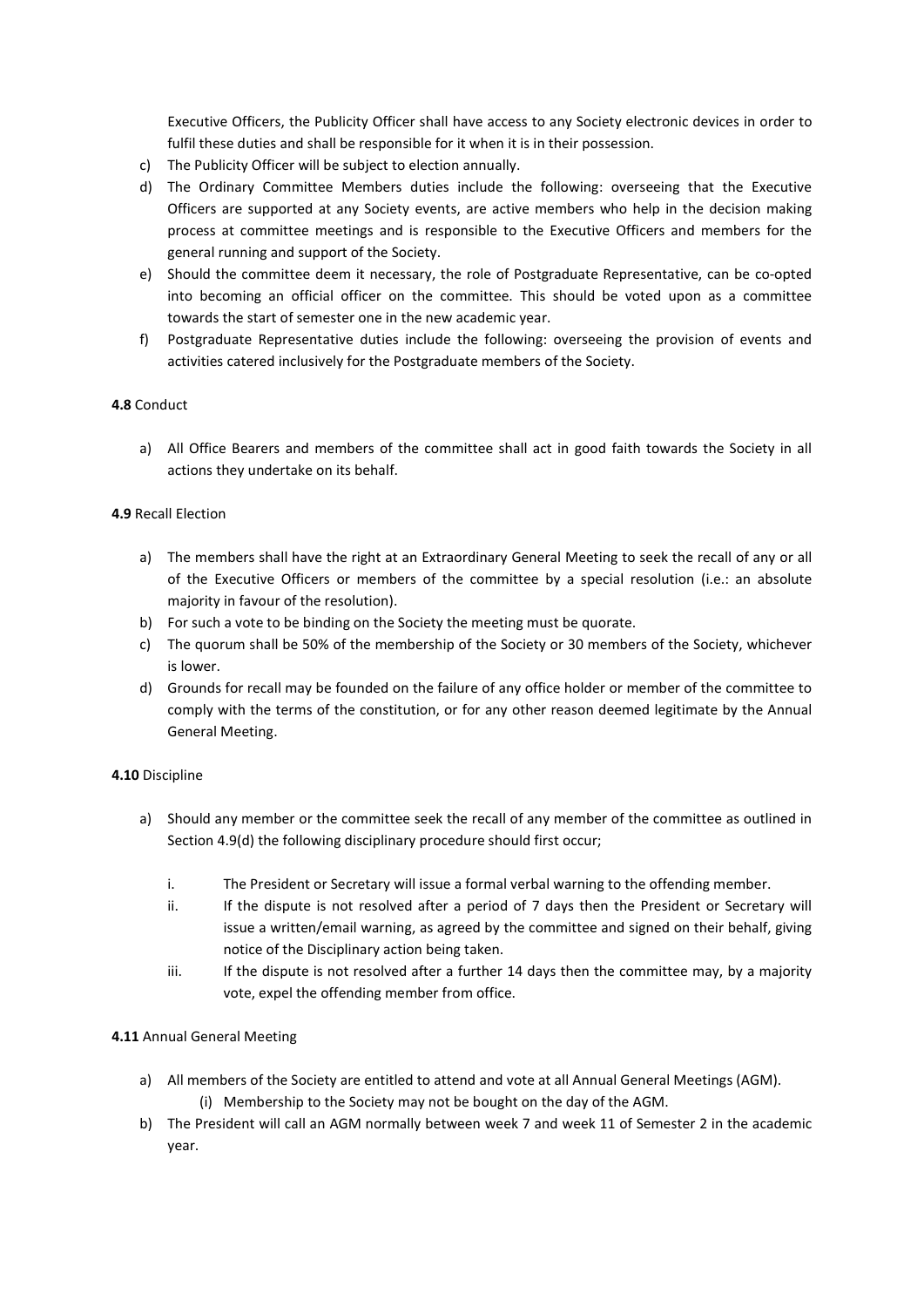Executive Officers, the Publicity Officer shall have access to any Society electronic devices in order to fulfil these duties and shall be responsible for it when it is in their possession.

c) The Publicity Officer will be subject to election annually.

d) The Ordinary Committee Members duties include the following: overseeing that the Executive Officers are supported at any Society events, are active members who help in the decision making process at committee meetings and is responsible to the Executive Officers and members for the general running and support of the Society.

e) Should the committee deem it necessary, the role of Postgraduate Representative, can be co-opted into becoming an official officer on the committee. This should be voted upon as a committee towards the start of semester one in the new academic year.

f) Postgraduate Representative duties include the following: overseeing the provision of events and activities catered inclusively for the Postgraduate members of the Society.

**4.8** Conduct

a) All Office Bearers and members of the committee shall act in good faith towards the Society in all actions they undertake on its behalf.

**4.9** Recall Election

a) The members shall have the right at an Extraordinary General Meeting to seek the recall of any or all of the Executive Officers or members of the committee by a special resolution (i.e.: an absolute majority in favour of the resolution).

b) For such a vote to be binding on the Society the meeting must be quorate.

c) The quorum shall be 50% of the membership of the Society or 30 members of the Society, whichever is lower.

d) Grounds for recall may be founded on the failure of any office holder or member of the committee to comply with the terms of the constitution, or for any other reason deemed legitimate by the Annual General Meeting.

**4.10** Discipline

a) Should any member or the committee seek the recall of any member of the committee as outlined in Section 4.9(d) the following disciplinary procedure should first occur;

   i. The President or Secretary will issue a formal verbal warning to the offending member.

   ii. If the dispute is not resolved after a period of 7 days then the President or Secretary will issue a written/email warning, as agreed by the committee and signed on their behalf, giving notice of the Disciplinary action being taken.

   iii. If the dispute is not resolved after a further 14 days then the committee may, by a majority vote, expel the offending member from office.

**4.11** Annual General Meeting

a) All members of the Society are entitled to attend and vote at all Annual General Meetings (AGM).

   (i) Membership to the Society may not be bought on the day of the AGM.

b) The President will call an AGM normally between week 7 and week 11 of Semester 2 in the academic year.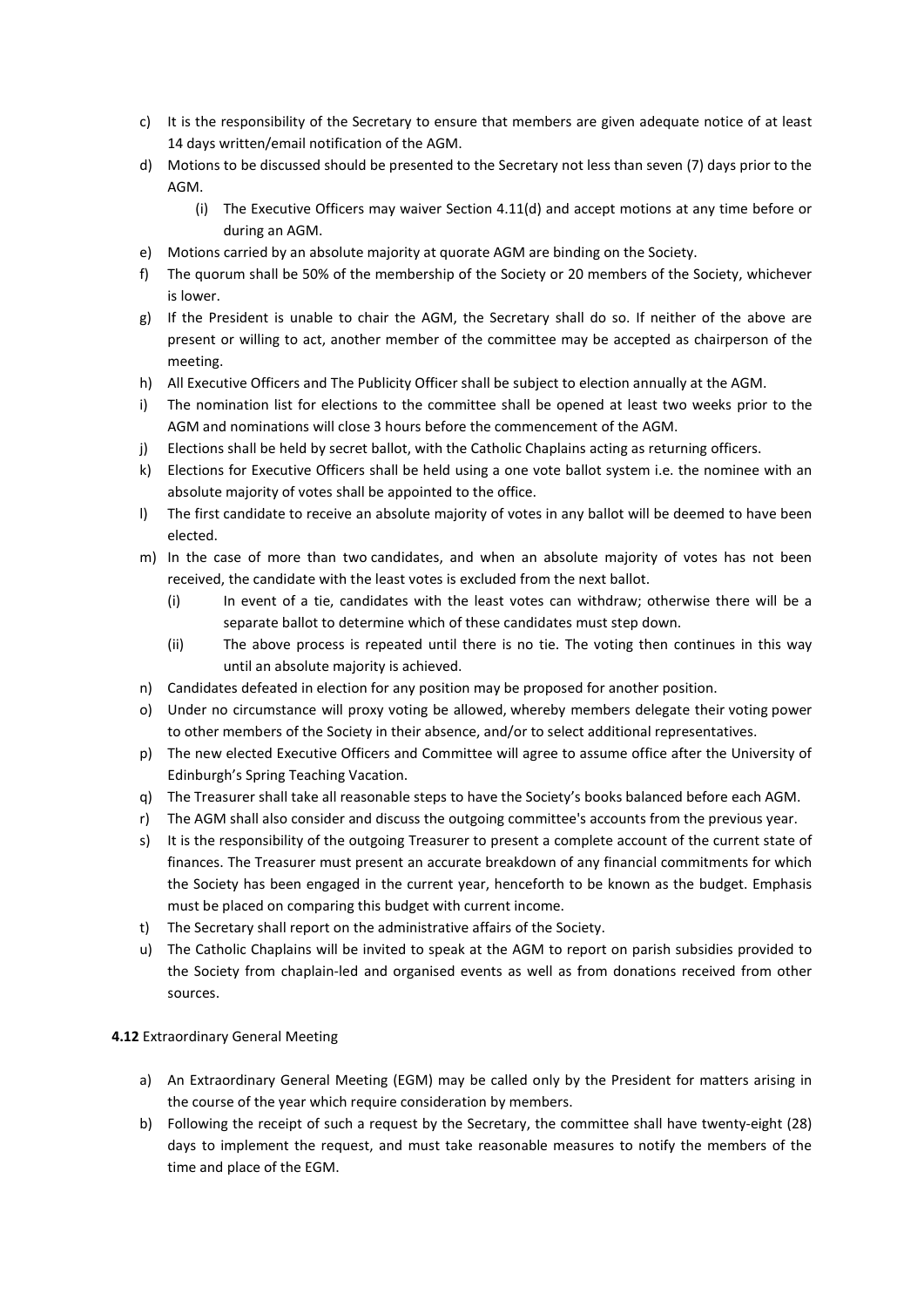c) It is the responsibility of the Secretary to ensure that members are given adequate notice of at least 14 days written/email notification of the AGM.
d) Motions to be discussed should be presented to the Secretary not less than seven (7) days prior to the AGM.
    (i) The Executive Officers may waiver Section 4.11(d) and accept motions at any time before or during an AGM.
e) Motions carried by an absolute majority at quorate AGM are binding on the Society.
f) The quorum shall be 50% of the membership of the Society or 20 members of the Society, whichever is lower.
g) If the President is unable to chair the AGM, the Secretary shall do so. If neither of the above are present or willing to act, another member of the committee may be accepted as chairperson of the meeting.
h) All Executive Officers and The Publicity Officer shall be subject to election annually at the AGM.
i) The nomination list for elections to the committee shall be opened at least two weeks prior to the AGM and nominations will close 3 hours before the commencement of the AGM.
j) Elections shall be held by secret ballot, with the Catholic Chaplains acting as returning officers.
k) Elections for Executive Officers shall be held using a one vote ballot system i.e. the nominee with an absolute majority of votes shall be appointed to the office.
l) The first candidate to receive an absolute majority of votes in any ballot will be deemed to have been elected.
m) In the case of more than two candidates, and when an absolute majority of votes has not been received, the candidate with the least votes is excluded from the next ballot.
    (i) In event of a tie, candidates with the least votes can withdraw; otherwise there will be a separate ballot to determine which of these candidates must step down.
    (ii) The above process is repeated until there is no tie. The voting then continues in this way until an absolute majority is achieved.
n) Candidates defeated in election for any position may be proposed for another position.
o) Under no circumstance will proxy voting be allowed, whereby members delegate their voting power to other members of the Society in their absence, and/or to select additional representatives.
p) The new elected Executive Officers and Committee will agree to assume office after the University of Edinburgh's Spring Teaching Vacation.
q) The Treasurer shall take all reasonable steps to have the Society's books balanced before each AGM.
r) The AGM shall also consider and discuss the outgoing committee's accounts from the previous year.
s) It is the responsibility of the outgoing Treasurer to present a complete account of the current state of finances. The Treasurer must present an accurate breakdown of any financial commitments for which the Society has been engaged in the current year, henceforth to be known as the budget. Emphasis must be placed on comparing this budget with current income.
t) The Secretary shall report on the administrative affairs of the Society.
u) The Catholic Chaplains will be invited to speak at the AGM to report on parish subsidies provided to the Society from chaplain-led and organised events as well as from donations received from other sources.

**4.12** Extraordinary General Meeting

a) An Extraordinary General Meeting (EGM) may be called only by the President for matters arising in the course of the year which require consideration by members.
b) Following the receipt of such a request by the Secretary, the committee shall have twenty-eight (28) days to implement the request, and must take reasonable measures to notify the members of the time and place of the EGM.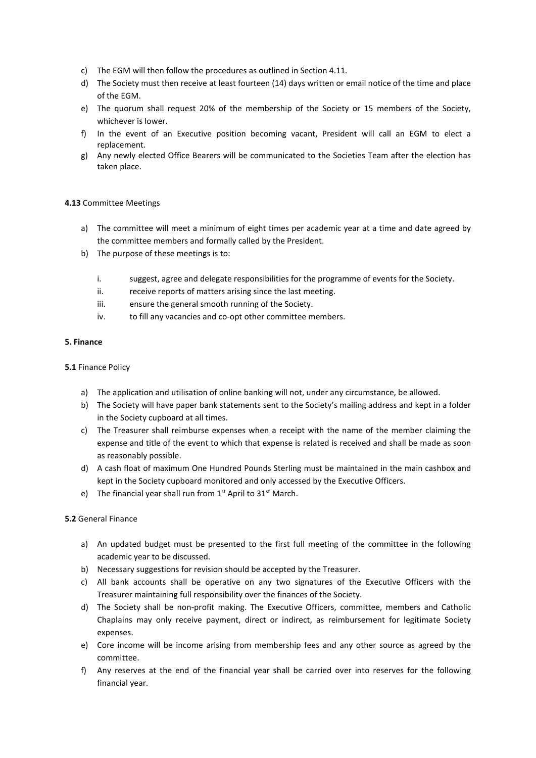c) The EGM will then follow the procedures as outlined in Section 4.11.
d) The Society must then receive at least fourteen (14) days written or email notice of the time and place of the EGM.
e) The quorum shall request 20% of the membership of the Society or 15 members of the Society, whichever is lower.
f) In the event of an Executive position becoming vacant, President will call an EGM to elect a replacement.
g) Any newly elected Office Bearers will be communicated to the Societies Team after the election has taken place.

**4.13** Committee Meetings

a) The committee will meet a minimum of eight times per academic year at a time and date agreed by the committee members and formally called by the President.
b) The purpose of these meetings is to:

    i. suggest, agree and delegate responsibilities for the programme of events for the Society.
    ii. receive reports of matters arising since the last meeting.
    iii. ensure the general smooth running of the Society.
    iv. to fill any vacancies and co-opt other committee members.

**5. Finance**

**5.1** Finance Policy

a) The application and utilisation of online banking will not, under any circumstance, be allowed.
b) The Society will have paper bank statements sent to the Society's mailing address and kept in a folder in the Society cupboard at all times.
c) The Treasurer shall reimburse expenses when a receipt with the name of the member claiming the expense and title of the event to which that expense is related is received and shall be made as soon as reasonably possible.
d) A cash float of maximum One Hundred Pounds Sterling must be maintained in the main cashbox and kept in the Society cupboard monitored and only accessed by the Executive Officers.
e) The financial year shall run from 1st April to 31st March.

**5.2** General Finance

a) An updated budget must be presented to the first full meeting of the committee in the following academic year to be discussed.
b) Necessary suggestions for revision should be accepted by the Treasurer.
c) All bank accounts shall be operative on any two signatures of the Executive Officers with the Treasurer maintaining full responsibility over the finances of the Society.
d) The Society shall be non-profit making. The Executive Officers, committee, members and Catholic Chaplains may only receive payment, direct or indirect, as reimbursement for legitimate Society expenses.
e) Core income will be income arising from membership fees and any other source as agreed by the committee.
f) Any reserves at the end of the financial year shall be carried over into reserves for the following financial year.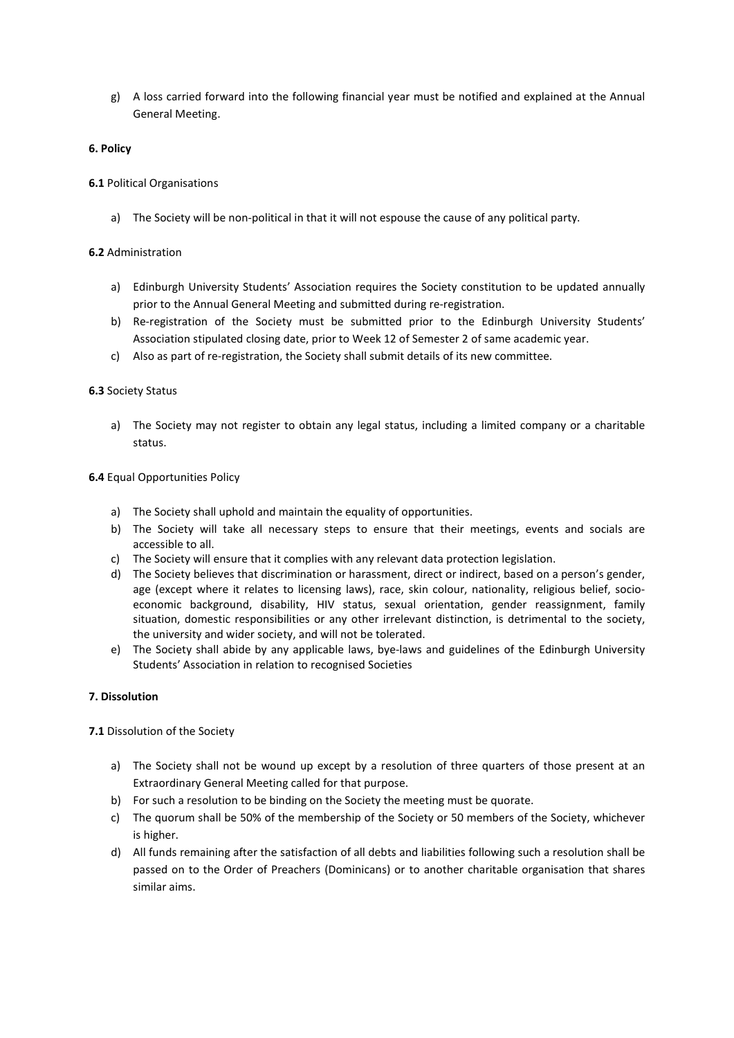g) A loss carried forward into the following financial year must be notified and explained at the Annual General Meeting.

**6. Policy**

**6.1** Political Organisations

a) The Society will be non-political in that it will not espouse the cause of any political party.

**6.2** Administration

a) Edinburgh University Students' Association requires the Society constitution to be updated annually prior to the Annual General Meeting and submitted during re-registration.
b) Re-registration of the Society must be submitted prior to the Edinburgh University Students' Association stipulated closing date, prior to Week 12 of Semester 2 of same academic year.
c) Also as part of re-registration, the Society shall submit details of its new committee.

**6.3** Society Status

a) The Society may not register to obtain any legal status, including a limited company or a charitable status.

**6.4** Equal Opportunities Policy

a) The Society shall uphold and maintain the equality of opportunities.
b) The Society will take all necessary steps to ensure that their meetings, events and socials are accessible to all.
c) The Society will ensure that it complies with any relevant data protection legislation.
d) The Society believes that discrimination or harassment, direct or indirect, based on a person's gender, age (except where it relates to licensing laws), race, skin colour, nationality, religious belief, socio-economic background, disability, HIV status, sexual orientation, gender reassignment, family situation, domestic responsibilities or any other irrelevant distinction, is detrimental to the society, the university and wider society, and will not be tolerated.
e) The Society shall abide by any applicable laws, bye-laws and guidelines of the Edinburgh University Students' Association in relation to recognised Societies

**7. Dissolution**

**7.1** Dissolution of the Society

a) The Society shall not be wound up except by a resolution of three quarters of those present at an Extraordinary General Meeting called for that purpose.
b) For such a resolution to be binding on the Society the meeting must be quorate.
c) The quorum shall be 50% of the membership of the Society or 50 members of the Society, whichever is higher.
d) All funds remaining after the satisfaction of all debts and liabilities following such a resolution shall be passed on to the Order of Preachers (Dominicans) or to another charitable organisation that shares similar aims.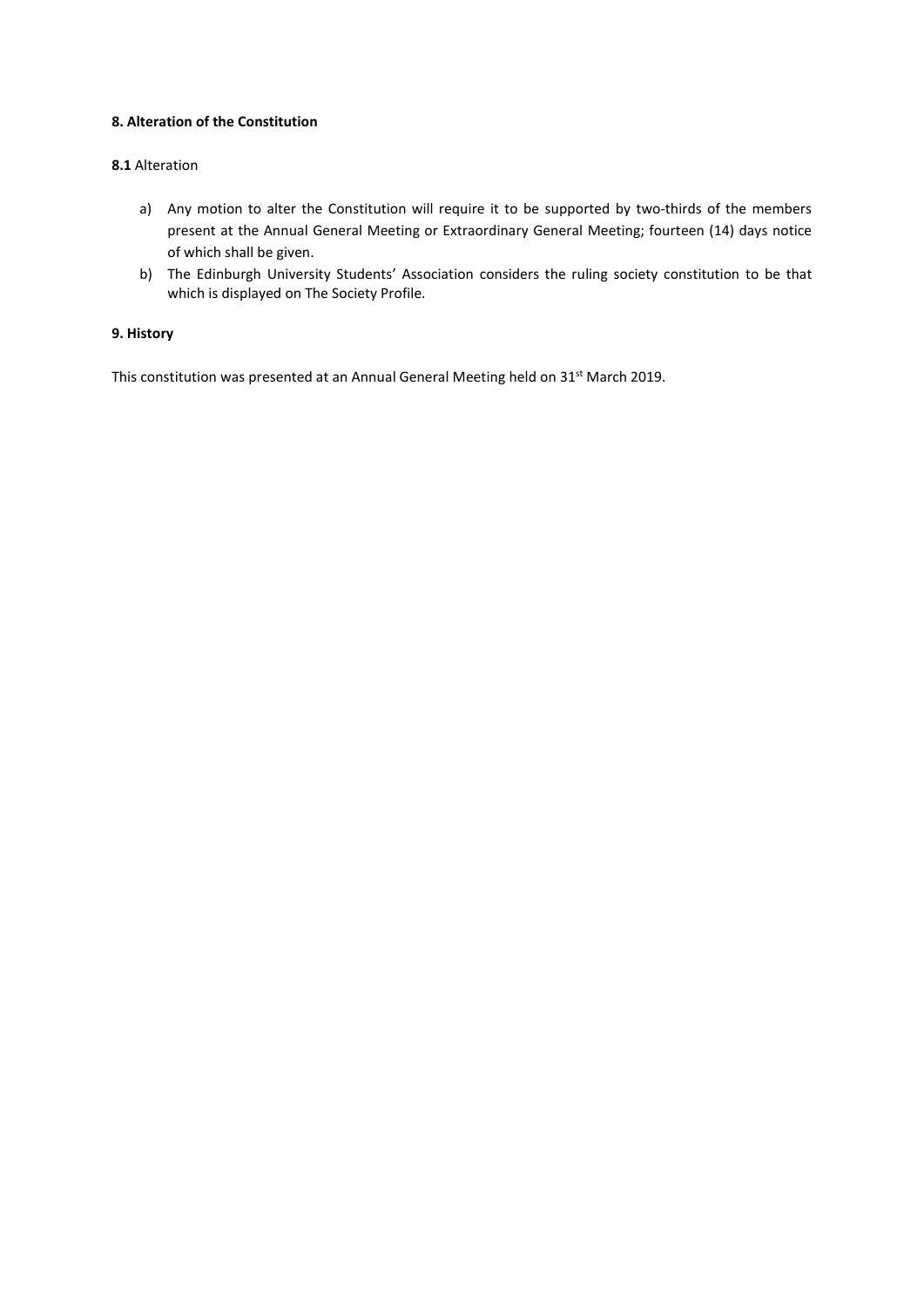**8. Alteration of the Constitution**

**8.1** Alteration

a) Any motion to alter the Constitution will require it to be supported by two-thirds of the members present at the Annual General Meeting or Extraordinary General Meeting; fourteen (14) days notice of which shall be given.

b) The Edinburgh University Students' Association considers the ruling society constitution to be that which is displayed on The Society Profile.

**9. History**

This constitution was presented at an Annual General Meeting held on 31st March 2019.